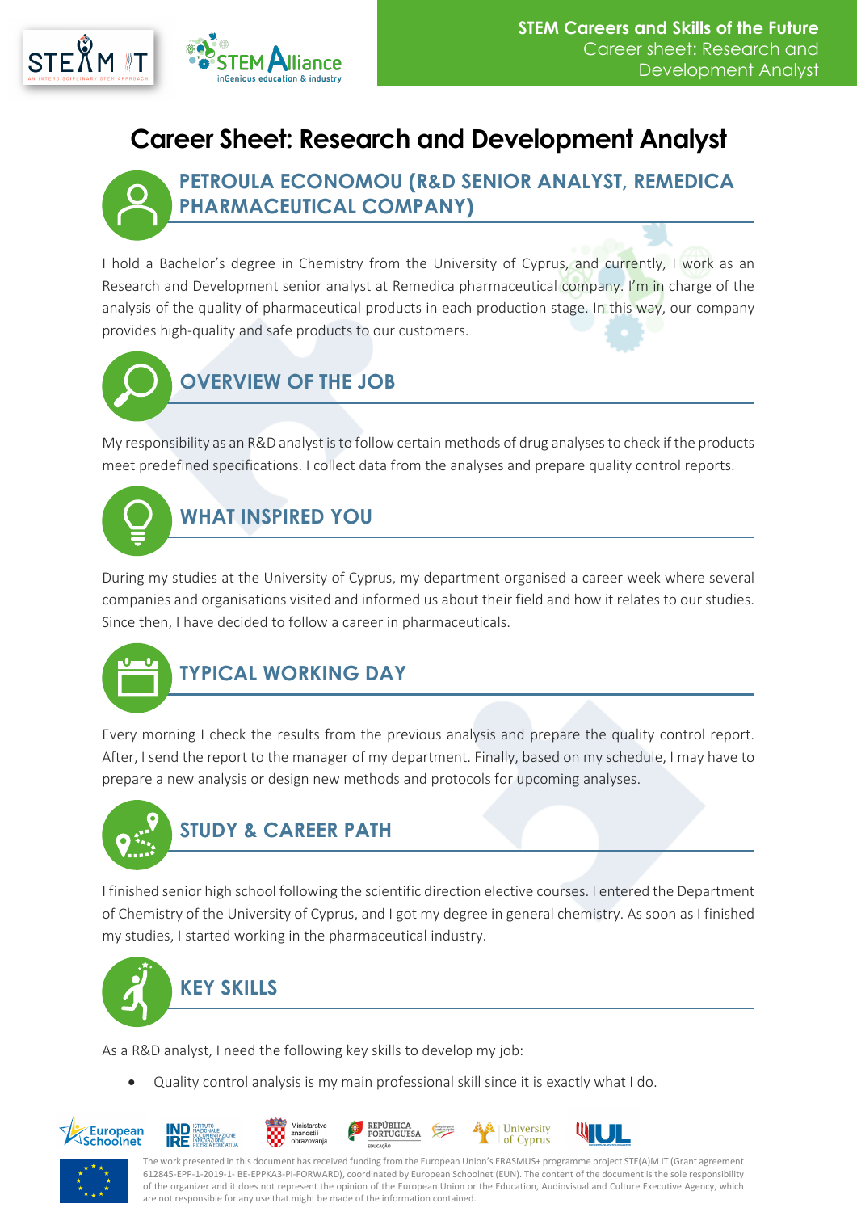# Career Sheet: Research and Development Analyst

## PETROULA ECONOMOU (R&D SENIOR ANALYST, REMEDICA PHARMACEUTICAL COMPANY)

I hold a Bachelor's degree in Chemistry from the University of Cyprus, and currently, I work as an Research and Development senior analyst at Remedica pharmaceutical company. I'm in charge of the analysis of the quality of pharmaceutical products in each production stage. In this way, our company provides high-quality and safe products to our customers.

## OVERVIEW OF THE JOB

My responsibility as an R&D analyst is to follow certain methods of drug analyses to check if the products meet predefined specifications. I collect data from the analyses and prepare quality control reports.

## WHAT INSPIRED YOU

During my studies at the University of Cyprus, my department organised a career week where several companies and organisations visited and informed us about their field and how it relates to our studies. Since then, I have decided to follow a career in pharmaceuticals.

## TYPICAL WORKING DAY

Every morning I check the results from the previous analysis and prepare the quality control report. After, I send the report to the manager of my department. Finally, based on my schedule, I may have to prepare a new analysis or design new methods and protocols for upcoming analyses.

## STUDY & CAREER PATH

I finished senior high school following the scientific direction elective courses. I entered the Department of Chemistry of the University of Cyprus, and I got my degree in general chemistry. As soon as I finished my studies, I started working in the pharmaceutical industry.

## KEY SKILLS

As a R&D analyst, I need the following key skills to develop my job:

- Quality control analysis is my main professional skill since it is exactly what I do.

The work presented in this document has received funding from the European Union's ERASMUS+ programme project STE(A)M IT (Grant agreement 612845-EPP-1-2019-1- BE-EPPKA3-PI-FORWARD), coordinated by European Schoolnet (EUN). The content of the document is the sole responsibility of the organizer and it does not represent the opinion of the European Union or the Education, Audiovisual and Culture Executive Agency, which are not responsible for any use that might be made of the information contained.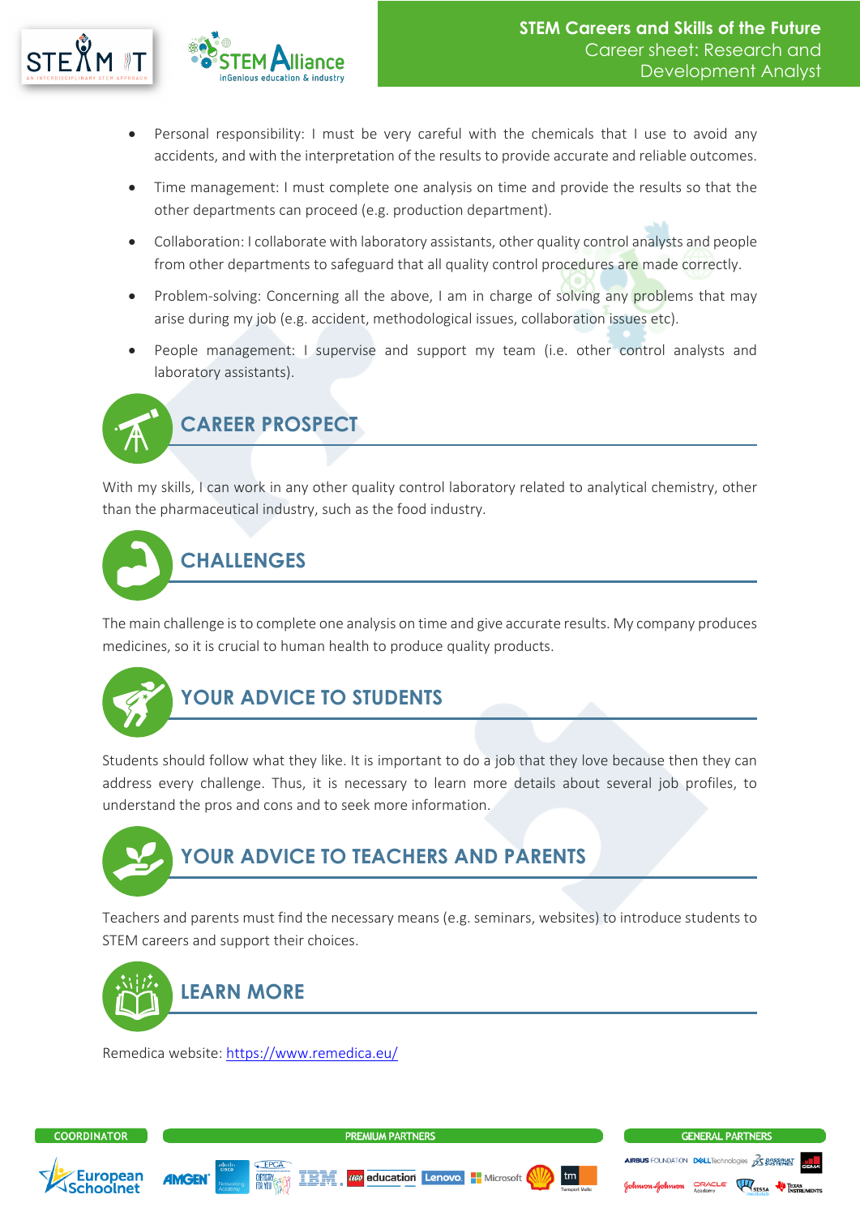- Personal responsibility: I must be very careful with the chemicals that I use to avoid any accidents, and with the interpretation of the results to provide accurate and reliable outcomes.
- Time management: I must complete one analysis on time and provide the results so that the other departments can proceed (e.g. production department).
- Collaboration: I collaborate with laboratory assistants, other quality control analysts and people from other departments to safeguard that all quality control procedures are made correctly.
- Problem-solving: Concerning all the above, I am in charge of solving any problems that may arise during my job (e.g. accident, methodological issues, collaboration issues etc).
- People management: I supervise and support my team (i.e. other control analysts and laboratory assistants).

## CAREER PROSPECT

With my skills, I can work in any other quality control laboratory related to analytical chemistry, other than the pharmaceutical industry, such as the food industry.

## CHALLENGES

The main challenge is to complete one analysis on time and give accurate results. My company produces medicines, so it is crucial to human health to produce quality products.

## YOUR ADVICE TO STUDENTS

Students should follow what they like. It is important to do a job that they love because then they can address every challenge. Thus, it is necessary to learn more details about several job profiles, to understand the pros and cons and to seek more information.

## YOUR ADVICE TO TEACHERS AND PARENTS

Teachers and parents must find the necessary means (e.g. seminars, websites) to introduce students to STEM careers and support their choices.

## LEARN MORE

Remedica website: [https://www.remedica.eu/](https://www.remedica.eu/)